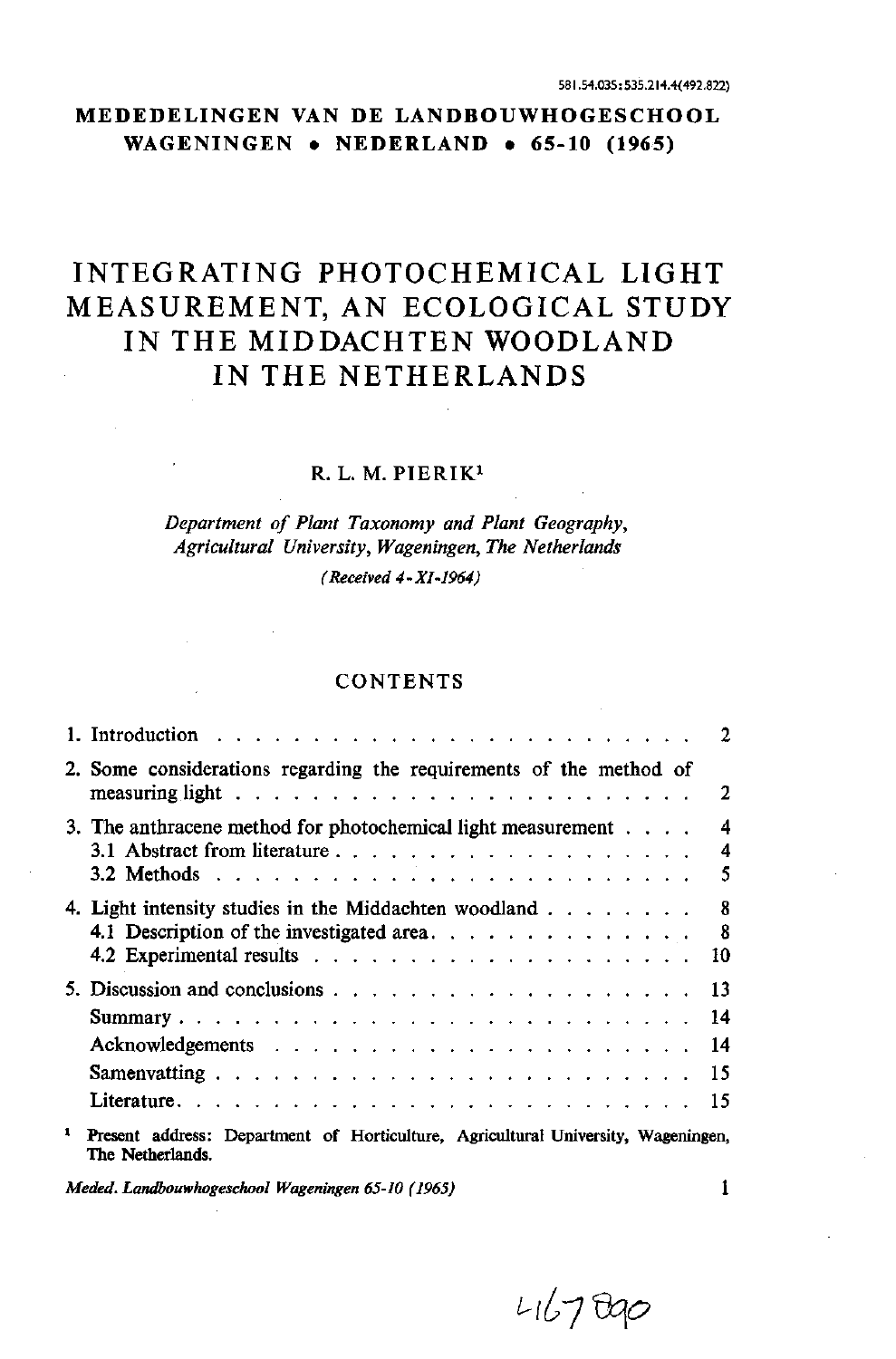581.54.035:535.214.4(492.822)

**MEDEDELINGEN VAN DE LANDBOUWHOGESCHOOL WAGENINGEN • NEDERLAND • 65-10 (1965)**

# INTEGRATING PHOTOCHEMICAL LIGHT MEASUREMENT, AN ECOLOGICAL STUDY IN THE MIDDACHTEN WOODLAND IN THE NETHERLANDS

R. L. M. PIERIK[1]

*Department of Plant Taxonomy and Plant Geography, Agricultural University, Wageningen, The Netherlands*

*(Received 4-XI-1964)*

## CONTENTS

| | |
|---|---|
| 1. Introduction | 2 |
| 2. Some considerations regarding the requirements of the method of measuring light | 2 |
| 3. The anthracene method for photochemical light measurement | 4 |
| 3.1 Abstract from literature | 4 |
| 3.2 Methods | 5 |
| 4. Light intensity studies in the Middachten woodland | 8 |
| 4.1 Description of the investigated area | 8 |
| 4.2 Experimental results | 10 |
| 5. Discussion and conclusions | 13 |
| Summary | 14 |
| Acknowledgements | 14 |
| Samenvatting | 15 |
| Literature | 15 |

[1] Present address: Department of Horticulture, Agricultural University, Wageningen, The Netherlands.

467890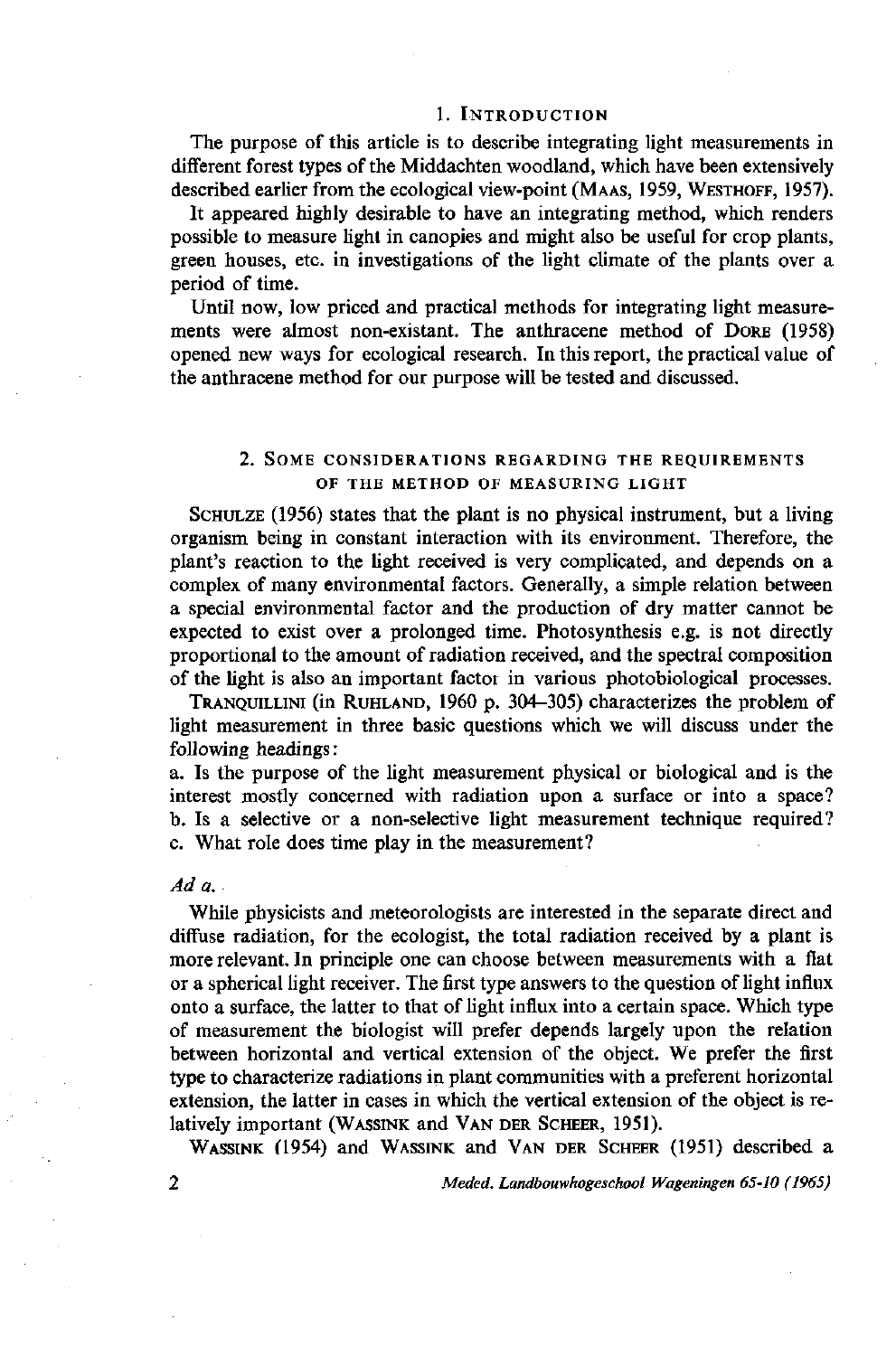## 1. Introduction

The purpose of this article is to describe integrating light measurements in different forest types of the Middachten woodland, which have been extensively described earlier from the ecological view-point (Maas, 1959, Westhoff, 1957).

It appeared highly desirable to have an integrating method, which renders possible to measure light in canopies and might also be useful for crop plants, green houses, etc. in investigations of the light climate of the plants over a period of time.

Until now, low priced and practical methods for integrating light measurements were almost non-existant. The anthracene method of Dore (1958) opened new ways for ecological research. In this report, the practical value of the anthracene method for our purpose will be tested and discussed.

## 2. Some considerations regarding the requirements of the method of measuring light

Schulze (1956) states that the plant is no physical instrument, but a living organism being in constant interaction with its environment. Therefore, the plant's reaction to the light received is very complicated, and depends on a complex of many environmental factors. Generally, a simple relation between a special environmental factor and the production of dry matter cannot be expected to exist over a prolonged time. Photosynthesis e.g. is not directly proportional to the amount of radiation received, and the spectral composition of the light is also an important factor in various photobiological processes.

Tranquillini (in Ruhland, 1960 p. 304–305) characterizes the problem of light measurement in three basic questions which we will discuss under the following headings:

a. Is the purpose of the light measurement physical or biological and is the interest mostly concerned with radiation upon a surface or into a space?
b. Is a selective or a non-selective light measurement technique required?
c. What role does time play in the measurement?

*Ad a.*

While physicists and meteorologists are interested in the separate direct and diffuse radiation, for the ecologist, the total radiation received by a plant is more relevant. In principle one can choose between measurements with a flat or a spherical light receiver. The first type answers to the question of light influx onto a surface, the latter to that of light influx into a certain space. Which type of measurement the biologist will prefer depends largely upon the relation between horizontal and vertical extension of the object. We prefer the first type to characterize radiations in plant communities with a preferent horizontal extension, the latter in cases in which the vertical extension of the object is relatively important (Wassink and Van der Scheer, 1951).

Wassink (1954) and Wassink and Van der Scheer (1951) described a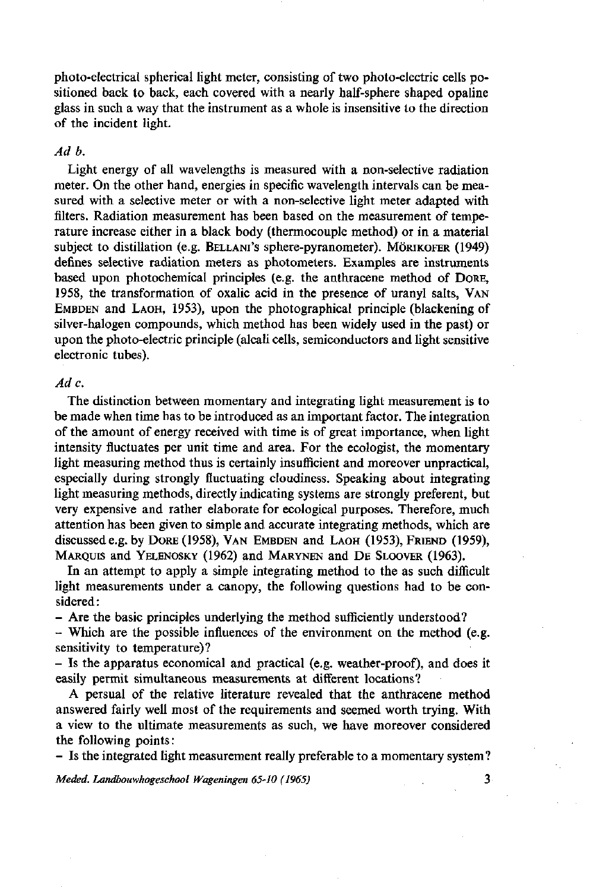photo-electrical spherical light meter, consisting of two photo-electric cells positioned back to back, each covered with a nearly half-sphere shaped opaline glass in such a way that the instrument as a whole is insensitive to the direction of the incident light.

*Ad b.*

Light energy of all wavelengths is measured with a non-selective radiation meter. On the other hand, energies in specific wavelength intervals can be measured with a selective meter or with a non-selective light meter adapted with filters. Radiation measurement has been based on the measurement of temperature increase either in a black body (thermocouple method) or in a material subject to distillation (e.g. BELLANI'S sphere-pyranometer). MÖRIKOFER (1949) defines selective radiation meters as photometers. Examples are instruments based upon photochemical principles (e.g. the anthracene method of DORE, 1958, the transformation of oxalic acid in the presence of uranyl salts, VAN EMBDEN and LAOH, 1953), upon the photographical principle (blackening of silver-halogen compounds, which method has been widely used in the past) or upon the photo-electric principle (alcali cells, semiconductors and light sensitive electronic tubes).

*Ad c.*

The distinction between momentary and integrating light measurement is to be made when time has to be introduced as an important factor. The integration of the amount of energy received with time is of great importance, when light intensity fluctuates per unit time and area. For the ecologist, the momentary light measuring method thus is certainly insufficient and moreover unpractical, especially during strongly fluctuating cloudiness. Speaking about integrating light measuring methods, directly indicating systems are strongly preferent, but very expensive and rather elaborate for ecological purposes. Therefore, much attention has been given to simple and accurate integrating methods, which are discussed e.g. by DORE (1958), VAN EMBDEN and LAOH (1953), FRIEND (1959), MARQUIS and YELENOSKY (1962) and MARYNEN and DE SLOOVER (1963).

In an attempt to apply a simple integrating method to the as such difficult light measurements under a canopy, the following questions had to be considered:

- Are the basic principles underlying the method sufficiently understood?
- Which are the possible influences of the environment on the method (e.g. sensitivity to temperature)?
- Is the apparatus economical and practical (e.g. weather-proof), and does it easily permit simultaneous measurements at different locations?

A persual of the relative literature revealed that the anthracene method answered fairly well most of the requirements and seemed worth trying. With a view to the ultimate measurements as such, we have moreover considered the following points:

- Is the integrated light measurement really preferable to a momentary system?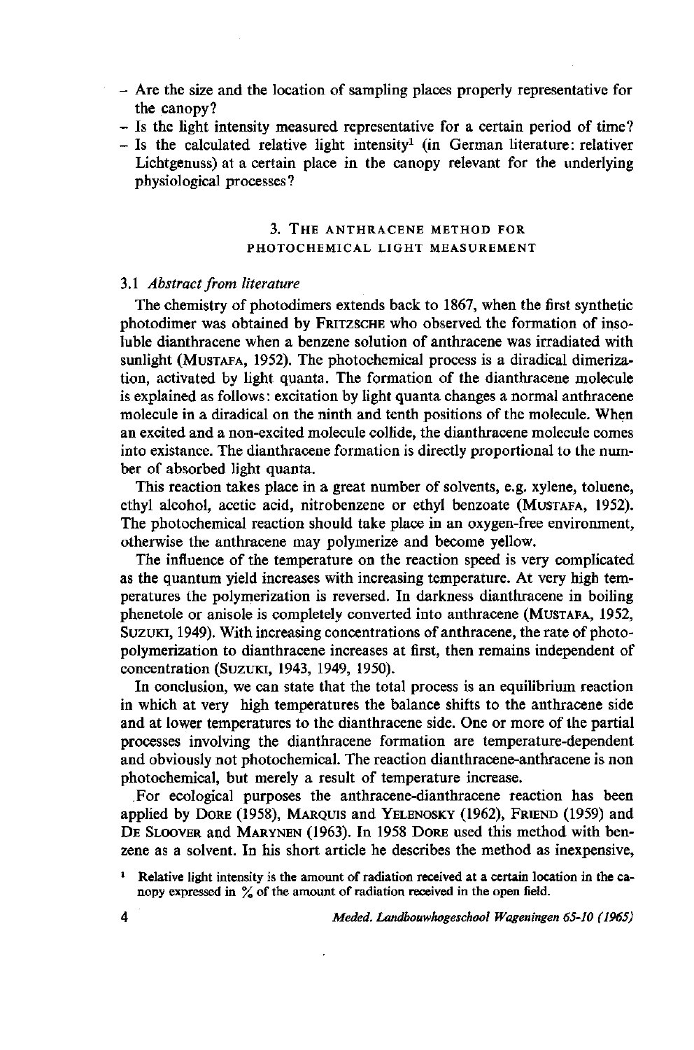- Are the size and the location of sampling places properly representative for the canopy?
- Is the light intensity measured representative for a certain period of time?
- Is the calculated relative light intensity[1] (in German literature: relativer Lichtgenuss) at a certain place in the canopy relevant for the underlying physiological processes?

## 3. THE ANTHRACENE METHOD FOR PHOTOCHEMICAL LIGHT MEASUREMENT

### 3.1 *Abstract from literature*

The chemistry of photodimers extends back to 1867, when the first synthetic photodimer was obtained by FRITZSCHE who observed the formation of insoluble dianthracene when a benzene solution of anthracene was irradiated with sunlight (MUSTAFA, 1952). The photochemical process is a diradical dimerization, activated by light quanta. The formation of the dianthracene molecule is explained as follows: excitation by light quanta changes a normal anthracene molecule in a diradical on the ninth and tenth positions of the molecule. When an excited and a non-excited molecule collide, the dianthracene molecule comes into existance. The dianthracene formation is directly proportional to the number of absorbed light quanta.

This reaction takes place in a great number of solvents, e.g. xylene, toluene, ethyl alcohol, acetic acid, nitrobenzene or ethyl benzoate (MUSTAFA, 1952). The photochemical reaction should take place in an oxygen-free environment, otherwise the anthracene may polymerize and become yellow.

The influence of the temperature on the reaction speed is very complicated as the quantum yield increases with increasing temperature. At very high temperatures the polymerization is reversed. In darkness dianthracene in boiling phenetole or anisole is completely converted into anthracene (MUSTAFA, 1952, SUZUKI, 1949). With increasing concentrations of anthracene, the rate of photopolymerization to dianthracene increases at first, then remains independent of concentration (SUZUKI, 1943, 1949, 1950).

In conclusion, we can state that the total process is an equilibrium reaction in which at very high temperatures the balance shifts to the anthracene side and at lower temperatures to the dianthracene side. One or more of the partial processes involving the dianthracene formation are temperature-dependent and obviously not photochemical. The reaction dianthracene-anthracene is non photochemical, but merely a result of temperature increase.

For ecological purposes the anthracene-dianthracene reaction has been applied by DORE (1958), MARQUIS and YELENOSKY (1962), FRIEND (1959) and DE SLOOVER and MARYNEN (1963). In 1958 DORE used this method with benzene as a solvent. In his short article he describes the method as inexpensive,

[1] Relative light intensity is the amount of radiation received at a certain location in the canopy expressed in % of the amount of radiation received in the open field.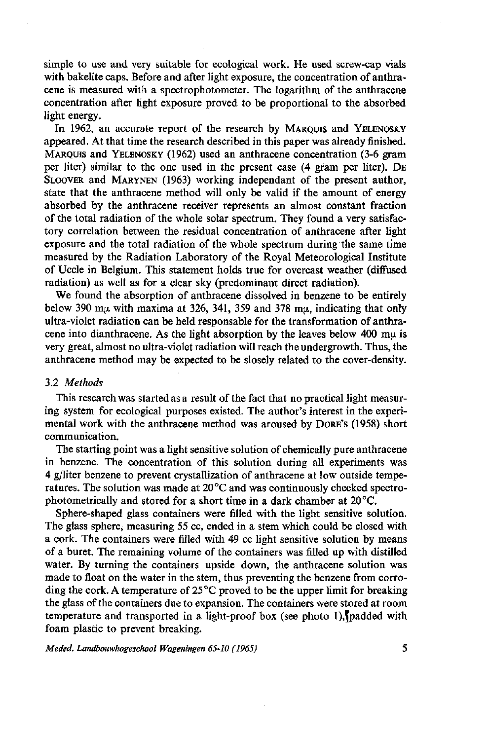simple to use and very suitable for ecological work. He used screw-cap vials with bakelite caps. Before and after light exposure, the concentration of anthracene is measured with a spectrophotometer. The logarithm of the anthracene concentration after light exposure proved to be proportional to the absorbed light energy.

In 1962, an accurate report of the research by MARQUIS and YELENOSKY appeared. At that time the research described in this paper was already finished. MARQUIS and YELENOSKY (1962) used an anthracene concentration (3-6 gram per liter) similar to the one used in the present case (4 gram per liter). DE SLOOVER and MARYNEN (1963) working independant of the present author, state that the anthracene method will only be valid if the amount of energy absorbed by the anthracene receiver represents an almost constant fraction of the total radiation of the whole solar spectrum. They found a very satisfactory correlation between the residual concentration of anthracene after light exposure and the total radiation of the whole spectrum during the same time measured by the Radiation Laboratory of the Royal Meteorological Institute of Uccle in Belgium. This statement holds true for overcast weather (diffused radiation) as well as for a clear sky (predominant direct radiation).

We found the absorption of anthracene dissolved in benzene to be entirely below 390 mμ with maxima at 326, 341, 359 and 378 mμ, indicating that only ultra-violet radiation can be held responsable for the transformation of anthracene into dianthracene. As the light absorption by the leaves below 400 mμ is very great, almost no ultra-violet radiation will reach the undergrowth. Thus, the anthracene method may be expected to be slosely related to the cover-density.

### 3.2 *Methods*

This research was started as a result of the fact that no practical light measuring system for ecological purposes existed. The author's interest in the experimental work with the anthracene method was aroused by DORE'S (1958) short communication.

The starting point was a light sensitive solution of chemically pure anthracene in benzene. The concentration of this solution during all experiments was 4 g/liter benzene to prevent crystallization of anthracene at low outside temperatures. The solution was made at 20 °C and was continuously checked spectrophotometrically and stored for a short time in a dark chamber at 20 °C.

Sphere-shaped glass containers were filled with the light sensitive solution. The glass sphere, measuring 55 cc, ended in a stem which could be closed with a cork. The containers were filled with 49 cc light sensitive solution by means of a buret. The remaining volume of the containers was filled up with distilled water. By turning the containers upside down, the anthracene solution was made to float on the water in the stem, thus preventing the benzene from corroding the cork. A temperature of 25 °C proved to be the upper limit for breaking the glass of the containers due to expansion. The containers were stored at room temperature and transported in a light-proof box (see photo 1), padded with foam plastic to prevent breaking.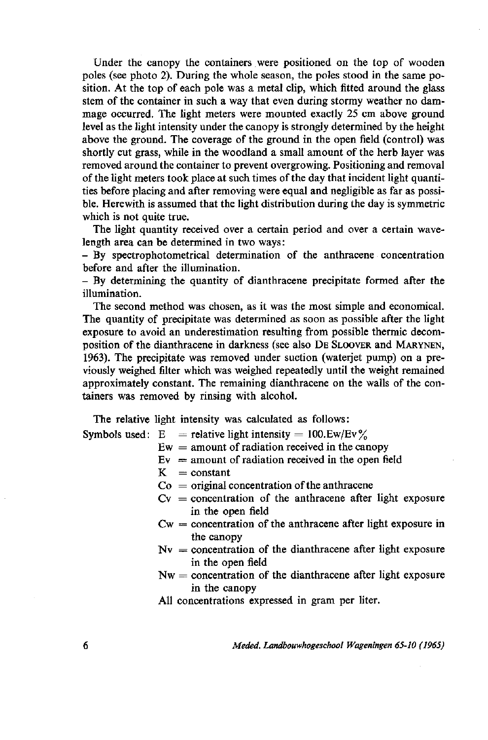Under the canopy the containers were positioned on the top of wooden poles (see photo 2). During the whole season, the poles stood in the same position. At the top of each pole was a metal clip, which fitted around the glass stem of the container in such a way that even during stormy weather no damage occurred. The light meters were mounted exactly 25 cm above ground level as the light intensity under the canopy is strongly determined by the height above the ground. The coverage of the ground in the open field (control) was shortly cut grass, while in the woodland a small amount of the herb layer was removed around the container to prevent overgrowing. Positioning and removal of the light meters took place at such times of the day that incident light quantities before placing and after removing were equal and negligible as far as possible. Herewith is assumed that the light distribution during the day is symmetric which is not quite true.

The light quantity received over a certain period and over a certain wavelength area can be determined in two ways:

- By spectrophotometrical determination of the anthracene concentration before and after the illumination.
- By determining the quantity of dianthracene precipitate formed after the illumination.

The second method was chosen, as it was the most simple and economical. The quantity of precipitate was determined as soon as possible after the light exposure to avoid an underestimation resulting from possible thermic decomposition of the dianthracene in darkness (see also DE SLOOVER and MARYNEN, 1963). The precipitate was removed under suction (waterjet pump) on a previously weighed filter which was weighed repeatedly until the weight remained approximately constant. The remaining dianthracene on the walls of the containers was removed by rinsing with alcohol.

The relative light intensity was calculated as follows:

Symbols used:
- $E$ = relative light intensity = $100.Ew/Ev\,\%$
- $Ew$ = amount of radiation received in the canopy
- $Ev$ = amount of radiation received in the open field
- $K$ = constant
- $Co$ = original concentration of the anthracene
- $Cv$ = concentration of the anthracene after light exposure in the open field
- $Cw$ = concentration of the anthracene after light exposure in the canopy
- $Nv$ = concentration of the dianthracene after light exposure in the open field
- $Nw$ = concentration of the dianthracene after light exposure in the canopy

All concentrations expressed in gram per liter.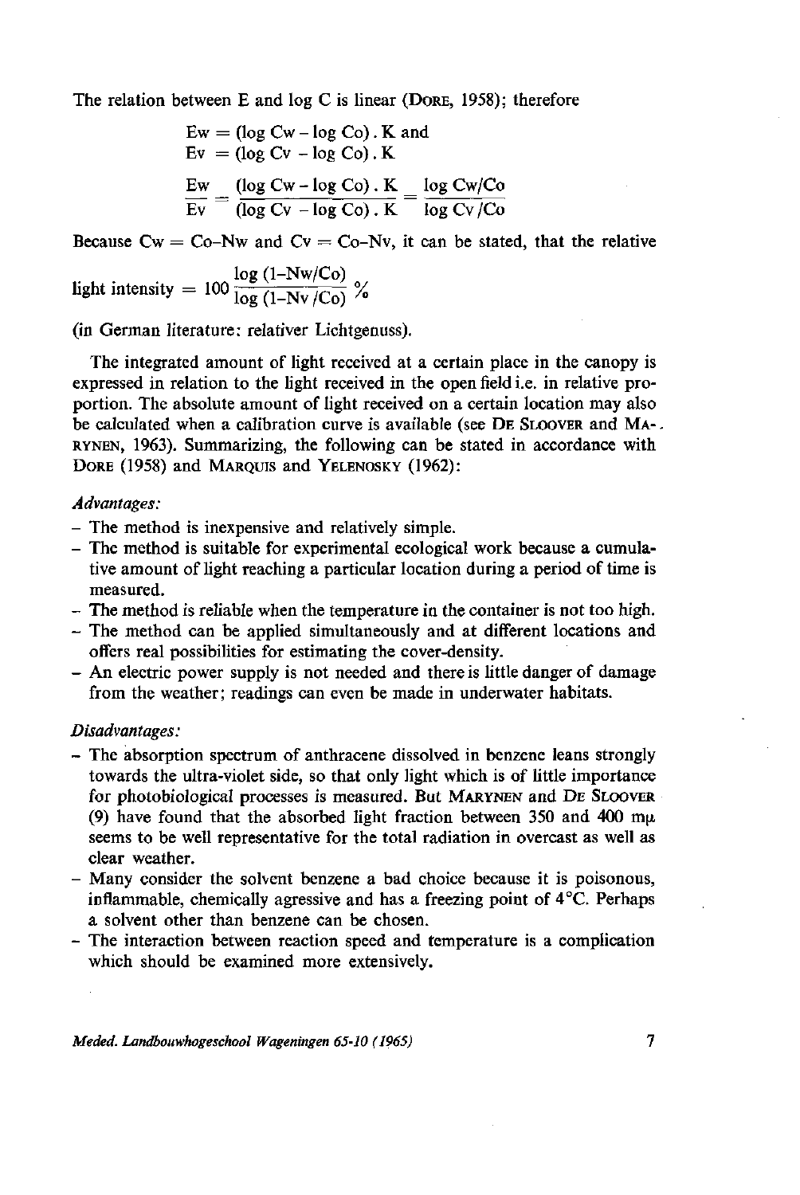The relation between E and log C is linear (DORE, 1958); therefore

$$\text{Ew} = (\log \text{Cw} - \log \text{Co}) \cdot \text{K and}$$
$$\text{Ev} = (\log \text{Cv} - \log \text{Co}) \cdot \text{K}$$

$$\frac{\text{Ew}}{\text{Ev}} = \frac{(\log \text{Cw} - \log \text{Co}) \cdot \text{K}}{(\log \text{Cv} - \log \text{Co}) \cdot \text{K}} = \frac{\log \text{Cw/Co}}{\log \text{Cv/Co}}$$

Because Cw = Co–Nw and Cv = Co–Nv, it can be stated, that the relative

$$\text{light intensity} = 100 \frac{\log (1\text{–Nw/Co})}{\log (1\text{–Nv/Co})} \%$$

(in German literature: relativer Lichtgenuss).

The integrated amount of light received at a certain place in the canopy is expressed in relation to the light received in the open field i.e. in relative proportion. The absolute amount of light received on a certain location may also be calculated when a calibration curve is available (see DE SLOOVER and MARYNEN, 1963). Summarizing, the following can be stated in accordance with DORE (1958) and MARQUIS and YELENOSKY (1962):

*Advantages:*

- The method is inexpensive and relatively simple.
- The method is suitable for experimental ecological work because a cumulative amount of light reaching a particular location during a period of time is measured.
- The method is reliable when the temperature in the container is not too high.
- The method can be applied simultaneously and at different locations and offers real possibilities for estimating the cover-density.
- An electric power supply is not needed and there is little danger of damage from the weather; readings can even be made in underwater habitats.

*Disadvantages:*

- The absorption spectrum of anthracene dissolved in benzene leans strongly towards the ultra-violet side, so that only light which is of little importance for photobiological processes is measured. But MARYNEN and DE SLOOVER (9) have found that the absorbed light fraction between 350 and 400 mμ seems to be well representative for the total radiation in overcast as well as clear weather.
- Many consider the solvent benzene a bad choice because it is poisonous, inflammable, chemically agressive and has a freezing point of 4°C. Perhaps a solvent other than benzene can be chosen.
- The interaction between reaction speed and temperature is a complication which should be examined more extensively.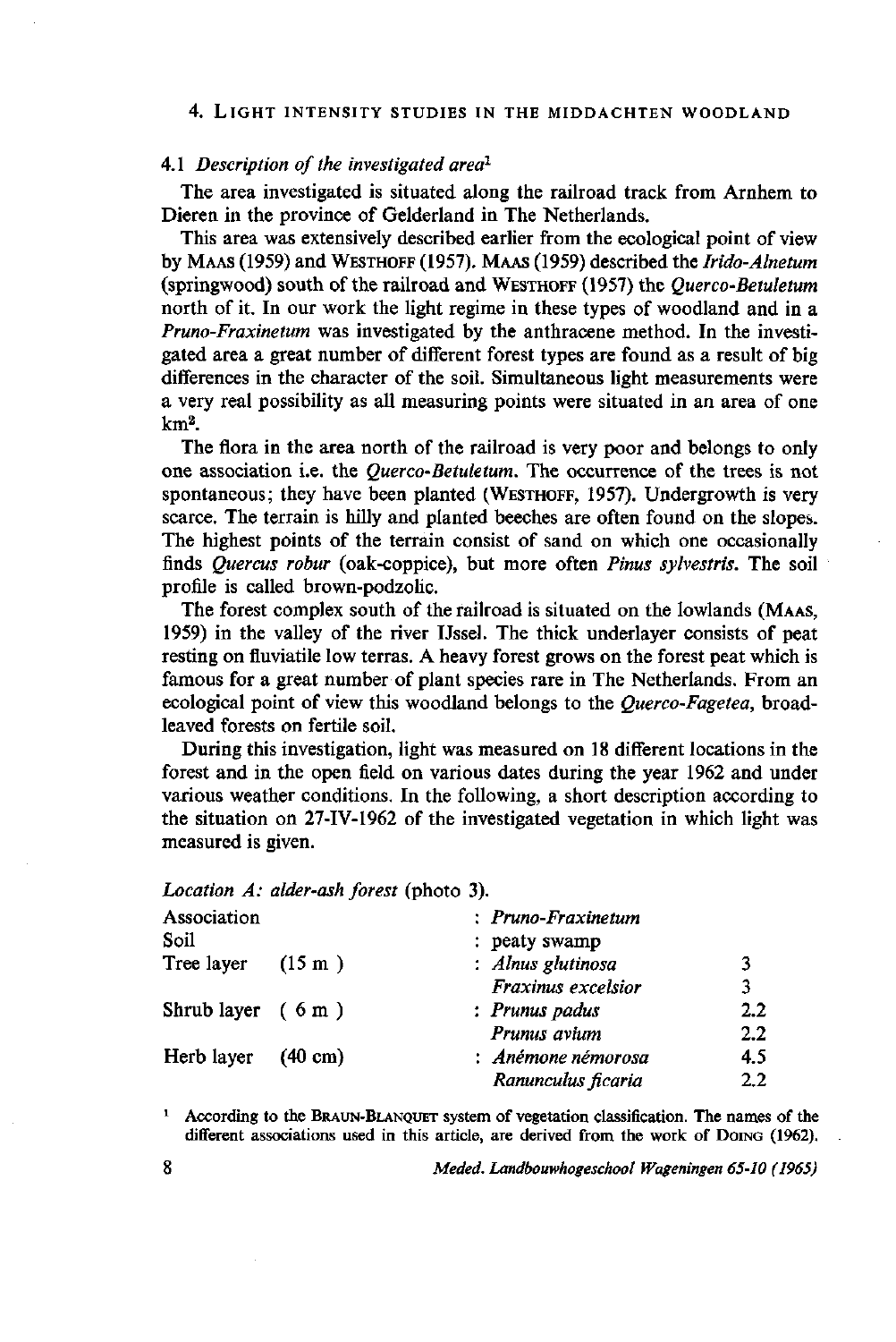## 4. Light intensity studies in the Middachten woodland

### 4.1 *Description of the investigated area*[1]

The area investigated is situated along the railroad track from Arnhem to Dieren in the province of Gelderland in The Netherlands.

This area was extensively described earlier from the ecological point of view by MAAS (1959) and WESTHOFF (1957). MAAS (1959) described the *Irido-Alnetum* (springwood) south of the railroad and WESTHOFF (1957) the *Querco-Betuletum* north of it. In our work the light regime in these types of woodland and in a *Pruno-Fraxinetum* was investigated by the anthracene method. In the investigated area a great number of different forest types are found as a result of big differences in the character of the soil. Simultaneous light measurements were a very real possibility as all measuring points were situated in an area of one km².

The flora in the area north of the railroad is very poor and belongs to only one association i.e. the *Querco-Betuletum*. The occurrence of the trees is not spontaneous; they have been planted (WESTHOFF, 1957). Undergrowth is very scarce. The terrain is hilly and planted beeches are often found on the slopes. The highest points of the terrain consist of sand on which one occasionally finds *Quercus robur* (oak-coppice), but more often *Pinus sylvestris*. The soil profile is called brown-podzolic.

The forest complex south of the railroad is situated on the lowlands (MAAS, 1959) in the valley of the river IJssel. The thick underlayer consists of peat resting on fluviatile low terras. A heavy forest grows on the forest peat which is famous for a great number of plant species rare in The Netherlands. From an ecological point of view this woodland belongs to the *Querco-Fagetea*, broad-leaved forests on fertile soil.

During this investigation, light was measured on 18 different locations in the forest and in the open field on various dates during the year 1962 and under various weather conditions. In the following, a short description according to the situation on 27-IV-1962 of the investigated vegetation in which light was measured is given.

*Location A: alder-ash forest* (photo 3).

| | | | |
|---|---|---|---|
| Association | | : *Pruno-Fraxinetum* | |
| Soil | | : peaty swamp | |
| Tree layer | (15 m) | : *Alnus glutinosa* | 3 |
| | | *Fraxinus excelsior* | 3 |
| Shrub layer | (6 m) | : *Prunus padus* | 2.2 |
| | | *Prunus avium* | 2.2 |
| Herb layer | (40 cm) | : *Anémone némorosa* | 4.5 |
| | | *Ranunculus ficaria* | 2.2 |

[1] According to the BRAUN-BLANQUET system of vegetation classification. The names of the different associations used in this article, are derived from the work of DOING (1962).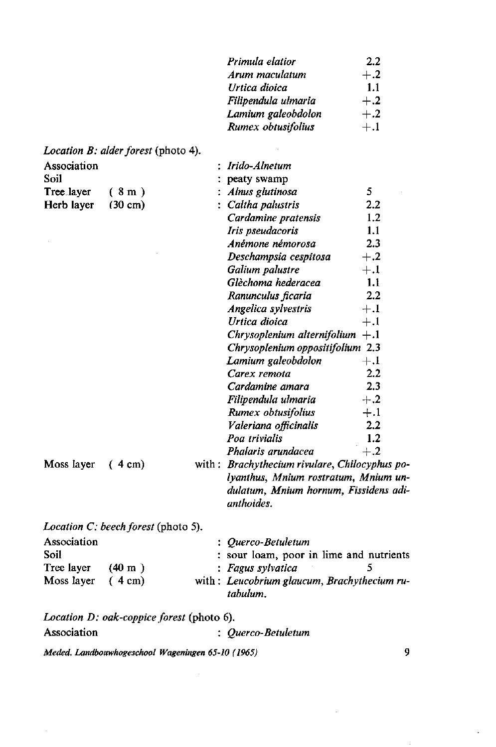| | |
|---|---|
| *Primula elatior* | 2.2 |
| *Arum maculatum* | +.2 |
| *Urtica dioica* | 1.1 |
| *Filipendula ulmaria* | +.2 |
| *Lamium galeobdolon* | +.2 |
| *Rumex obtusifolius* | +.1 |

*Location B: alder forest* (photo 4).

| | | | |
|---|---|---|---|
| Association | | : *Irido-Alnetum* | |
| Soil | | : peaty swamp | |
| Tree layer | (8 m) | : *Alnus glutinosa* | 5 |
| Herb layer | (30 cm) | : *Caltha palustris* | 2.2 |
| | | *Cardamine pratensis* | 1.2 |
| | | *Iris pseudacoris* | 1.1 |
| | | *Anémone némorosa* | 2.3 |
| | | *Deschampsia cespitosa* | +.2 |
| | | *Galium palustre* | +.1 |
| | | *Glèchoma hederacea* | 1.1 |
| | | *Ranunculus ficaria* | 2.2 |
| | | *Angelica sylvestris* | +.1 |
| | | *Urtica dioica* | +.1 |
| | | *Chrysoplenium alternifolium* | +.1 |
| | | *Chrysoplenium oppositifolium* | 2.3 |
| | | *Lamium galeobdolon* | +.1 |
| | | *Carex remota* | 2.2 |
| | | *Cardamine amara* | 2.3 |
| | | *Filipendula ulmaria* | +.2 |
| | | *Rumex obtusifolius* | +.1 |
| | | *Valeriana officinalis* | 2.2 |
| | | *Poa trivialis* | 1.2 |
| | | *Phalaris arundacea* | +.2 |

Moss layer (4 cm) with: *Brachythecium rivulare, Chilocyphus polyanthus, Mnium rostratum, Mnium undulatum, Mnium hornum, Fissidens adianthoides.*

*Location C: beech forest* (photo 5).

| | | | |
|---|---|---|---|
| Association | | : *Querco-Betuletum* | |
| Soil | | : sour loam, poor in lime and nutrients | |
| Tree layer | (40 m) | : *Fagus sylvatica* | 5 |

Moss layer (4 cm) with: *Leucobrium glaucum, Brachythecium rutabulum.*

*Location D: oak-coppice forest* (photo 6).

Association : *Querco-Betuletum*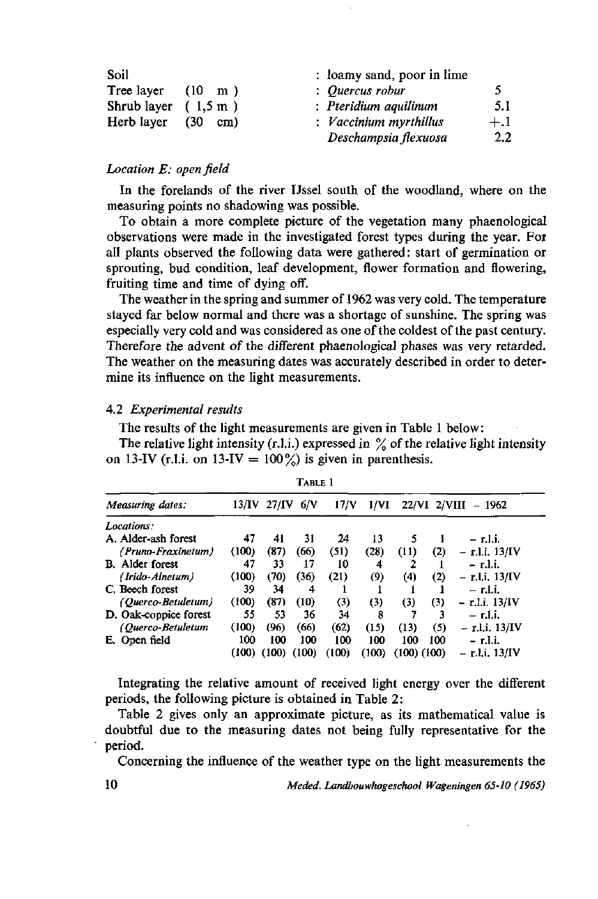| | | | |
|---|---|---|---|
| Soil | | : loamy sand, poor in lime | |
| Tree layer | (10 m) | : *Quercus robur* | 5 |
| Shrub layer | (1,5 m) | : *Pteridium aquilinum* | 5.1 |
| Herb layer | (30 cm) | : *Vaccinium myrthillus* | +.1 |
| | | *Deschampsia flexuosa* | 2.2 |

*Location E: open field*

In the forelands of the river IJssel south of the woodland, where on the measuring points no shadowing was possible.

To obtain a more complete picture of the vegetation many phaenological observations were made in the investigated forest types during the year. For all plants observed the following data were gathered: start of germination or sprouting, bud condition, leaf development, flower formation and flowering, fruiting time and time of dying off.

The weather in the spring and summer of 1962 was very cold. The temperature stayed far below normal and there was a shortage of sunshine. The spring was especially very cold and was considered as one of the coldest of the past century. Therefore the advent of the different phaenological phases was very retarded. The weather on the measuring dates was accurately described in order to determine its influence on the light measurements.

### 4.2 *Experimental results*

The results of the light measurements are given in Table 1 below:

The relative light intensity (r.l.i.) expressed in % of the relative light intensity on 13-IV (r.l.i. on 13-IV = 100%) is given in parenthesis.

TABLE 1

| *Measuring dates:* | 13/IV | 27/IV | 6/V | 17/V | 1/VI | 22/VI | 2/VIII | – 1962 |
|---|---|---|---|---|---|---|---|---|
| *Locations:* | | | | | | | | |
| A. Alder-ash forest | 47 | 41 | 31 | 24 | 13 | 5 | 1 | – r.l.i. |
| *(Pruno-Fraxinetum)* | (100) | (87) | (66) | (51) | (28) | (11) | (2) | – r.l.i. 13/IV |
| B. Alder forest | 47 | 33 | 17 | 10 | 4 | 2 | 1 | – r.l.i. |
| *(Irido-Alnetum)* | (100) | (70) | (36) | (21) | (9) | (4) | (2) | – r.l.i. 13/IV |
| C. Beech forest | 39 | 34 | 4 | 1 | 1 | 1 | 1 | – r.l.i. |
| *(Querco-Betuletum)* | (100) | (87) | (10) | (3) | (3) | (3) | (3) | – r.l.i. 13/IV |
| D. Oak-coppice forest | 55 | 53 | 36 | 34 | 8 | 7 | 3 | – r.l.i. |
| *(Querco-Betuletum* | (100) | (96) | (66) | (62) | (15) | (13) | (5) | – r.l.i. 13/IV |
| E. Open field | 100 | 100 | 100 | 100 | 100 | 100 | 100 | – r.l.i. |
| | (100) | (100) | (100) | (100) | (100) | (100) | (100) | – r.l.i. 13/IV |

Integrating the relative amount of received light energy over the different periods, the following picture is obtained in Table 2:

Table 2 gives only an approximate picture, as its mathematical value is doubtful due to the measuring dates not being fully representative for the period.

Concerning the influence of the weather type on the light measurements the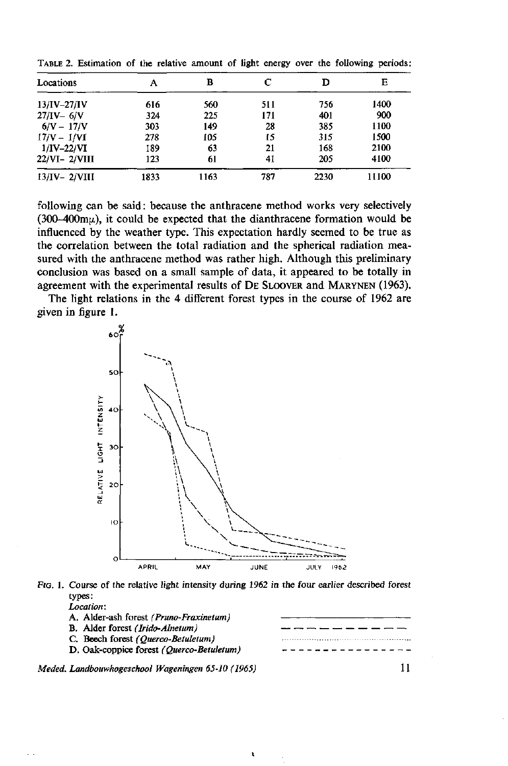TABLE 2. Estimation of the relative amount of light energy over the following periods:

| Locations | A | B | C | D | E |
|---|---|---|---|---|---|
| 13/IV–27/IV | 616 | 560 | 511 | 756 | 1400 |
| 27/IV– 6/V | 324 | 225 | 171 | 401 | 900 |
| 6/V – 17/V | 303 | 149 | 28 | 385 | 1100 |
| 17/V – 1/VI | 278 | 105 | 15 | 315 | 1500 |
| 1/IV–22/VI | 189 | 63 | 21 | 168 | 2100 |
| 22/VI– 2/VIII | 123 | 61 | 41 | 205 | 4100 |
| 13/IV– 2/VIII | 1833 | 1163 | 787 | 2230 | 11100 |

following can be said: because the anthracene method works very selectively (300–400mμ), it could be expected that the dianthracene formation would be influenced by the weather type. This expectation hardly seemed to be true as the correlation between the total radiation and the spherical radiation measured with the anthracene method was rather high. Although this preliminary conclusion was based on a small sample of data, it appeared to be totally in agreement with the experimental results of DE SLOOVER and MARYNEN (1963).

The light relations in the 4 different forest types in the course of 1962 are given in figure 1.

FIG. 1. Course of the relative light intensity during 1962 in the four earlier described forest types:

*Location*:

- A. Alder-ash forest *(Pruno-Fraxinetum)* ————————
- B. Alder forest *(Irido-Alnetum)* — — — — — — — —
- C. Beech forest *(Querco-Betuletum)* ·····················
- D. Oak-coppice forest *(Querco-Betuletum)* - - - - - - - - - - - -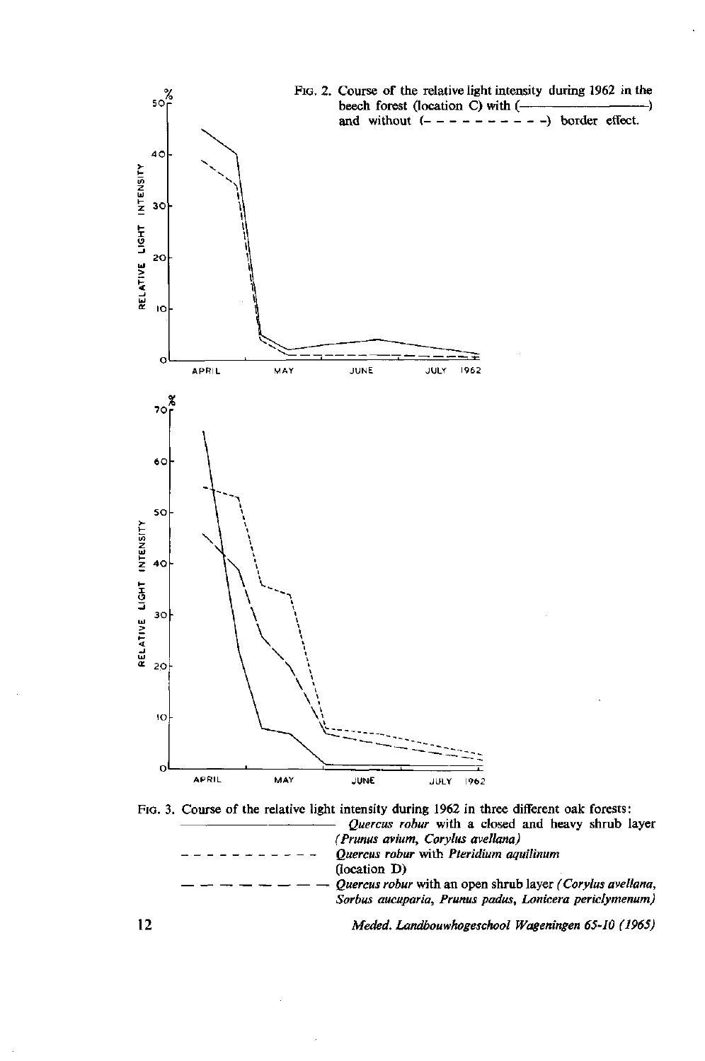FIG. 2. Course of the relative light intensity during 1962 in the beech forest (location C) with (————————) and without (- - - - - - - - - -) border effect.

FIG. 3. Course of the relative light intensity during 1962 in three different oak forests:

———————— *Quercus robur* with a closed and heavy shrub layer (*Prunus avium, Corylus avellana*)

- - - - - - - - - - *Quercus robur* with *Pteridium aquilinum* (location D)

— — — — — — — *Quercus robur* with an open shrub layer (*Corylus avellana, Sorbus aucuparia, Prunus padus, Lonicera periclymenum*)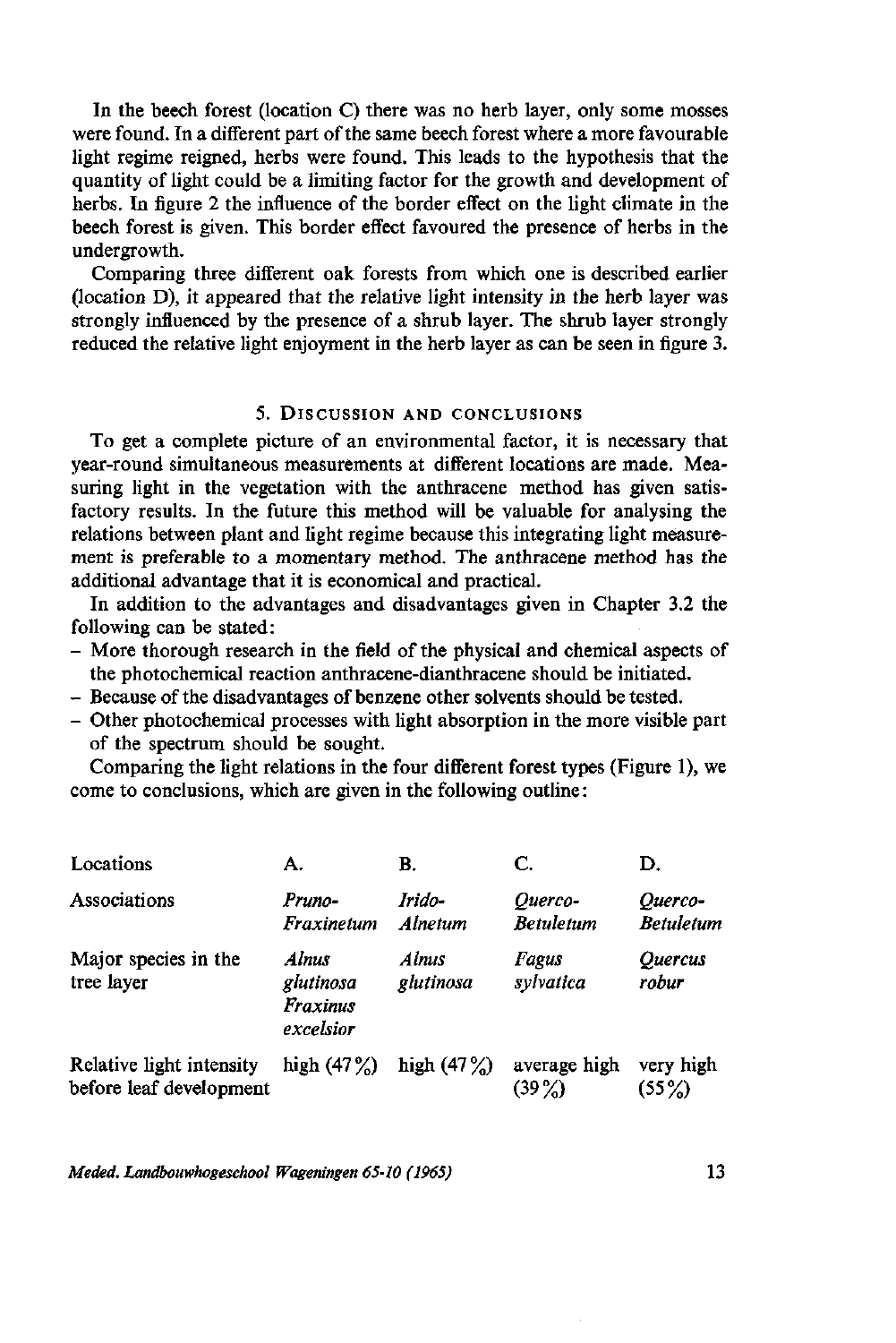In the beech forest (location C) there was no herb layer, only some mosses were found. In a different part of the same beech forest where a more favourable light regime reigned, herbs were found. This leads to the hypothesis that the quantity of light could be a limiting factor for the growth and development of herbs. In figure 2 the influence of the border effect on the light climate in the beech forest is given. This border effect favoured the presence of herbs in the undergrowth.

Comparing three different oak forests from which one is described earlier (location D), it appeared that the relative light intensity in the herb layer was strongly influenced by the presence of a shrub layer. The shrub layer strongly reduced the relative light enjoyment in the herb layer as can be seen in figure 3.

## 5. Discussion and conclusions

To get a complete picture of an environmental factor, it is necessary that year-round simultaneous measurements at different locations are made. Measuring light in the vegetation with the anthracene method has given satisfactory results. In the future this method will be valuable for analysing the relations between plant and light regime because this integrating light measurement is preferable to a momentary method. The anthracene method has the additional advantage that it is economical and practical.

In addition to the advantages and disadvantages given in Chapter 3.2 the following can be stated:

- More thorough research in the field of the physical and chemical aspects of the photochemical reaction anthracene-dianthracene should be initiated.
- Because of the disadvantages of benzene other solvents should be tested.
- Other photochemical processes with light absorption in the more visible part of the spectrum should be sought.

Comparing the light relations in the four different forest types (Figure 1), we come to conclusions, which are given in the following outline:

| Locations | A. | B. | C. | D. |
|---|---|---|---|---|
| Associations | *Pruno-Fraxinetum* | *Irido-Alnetum* | *Querco-Betuletum* | *Querco-Betuletum* |
| Major species in the tree layer | *Alnus glutinosa* *Fraxinus excelsior* | *Alnus glutinosa* | *Fagus sylvatica* | *Quercus robur* |
| Relative light intensity before leaf development | high (47%) | high (47%) | average high (39%) | very high (55%) |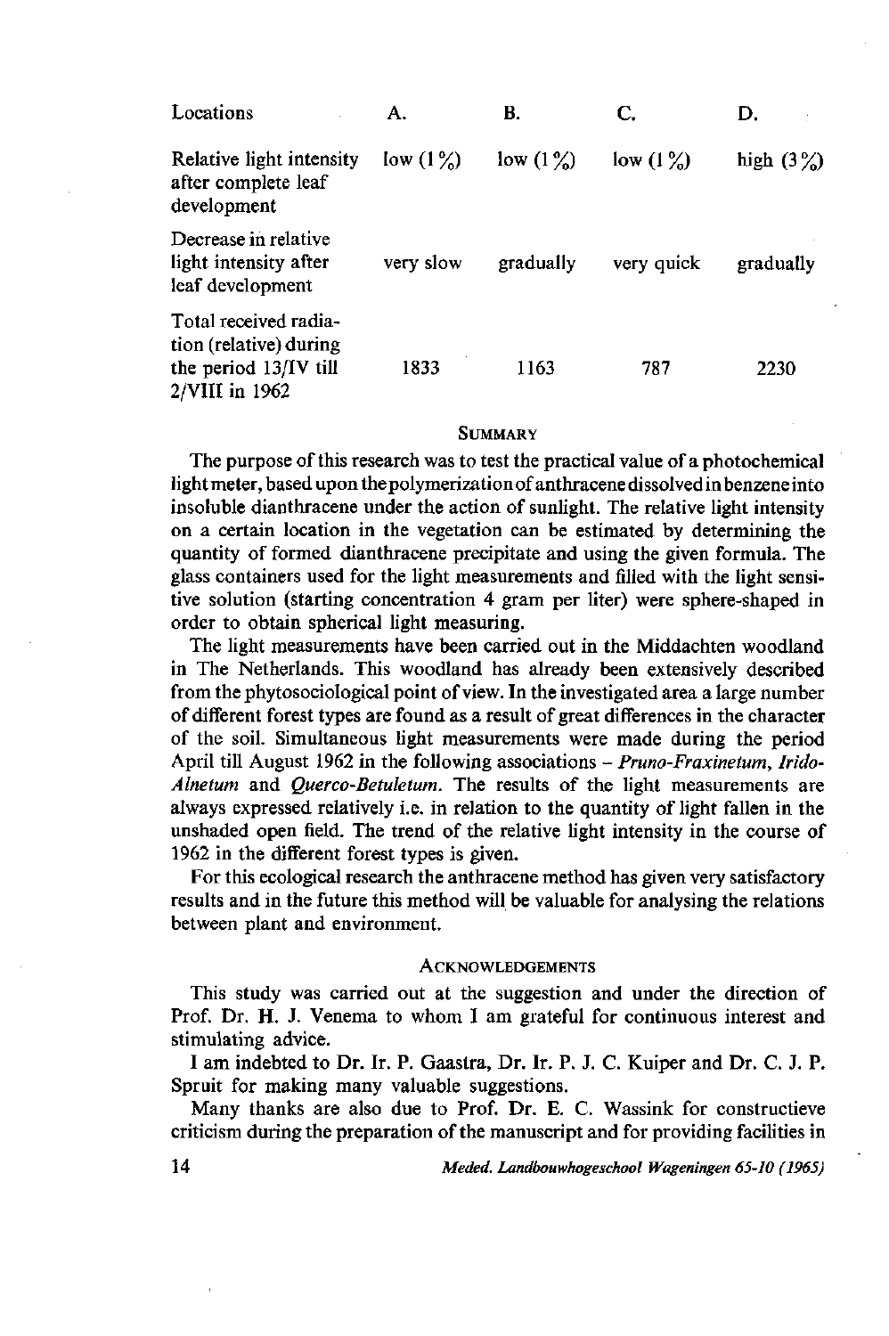| Locations | A. | B. | C. | D. |
|---|---|---|---|---|
| Relative light intensity after complete leaf development | low (1 %) | low (1 %) | low (1 %) | high (3 %) |
| Decrease in relative light intensity after leaf development | very slow | gradually | very quick | gradually |
| Total received radiation (relative) during the period 13/IV till 2/VIII in 1962 | 1833 | 1163 | 787 | 2230 |

## SUMMARY

The purpose of this research was to test the practical value of a photochemical light meter, based upon the polymerization of anthracene dissolved in benzene into insoluble dianthracene under the action of sunlight. The relative light intensity on a certain location in the vegetation can be estimated by determining the quantity of formed dianthracene precipitate and using the given formula. The glass containers used for the light measurements and filled with the light sensitive solution (starting concentration 4 gram per liter) were sphere-shaped in order to obtain spherical light measuring.

The light measurements have been carried out in the Middachten woodland in The Netherlands. This woodland has already been extensively described from the phytosociological point of view. In the investigated area a large number of different forest types are found as a result of great differences in the character of the soil. Simultaneous light measurements were made during the period April till August 1962 in the following associations – *Pruno-Fraxinetum*, *Irido-Alnetum* and *Querco-Betuletum*. The results of the light measurements are always expressed relatively i.e. in relation to the quantity of light fallen in the unshaded open field. The trend of the relative light intensity in the course of 1962 in the different forest types is given.

For this ecological research the anthracene method has given very satisfactory results and in the future this method will be valuable for analysing the relations between plant and environment.

## ACKNOWLEDGEMENTS

This study was carried out at the suggestion and under the direction of Prof. Dr. H. J. Venema to whom I am grateful for continuous interest and stimulating advice.

I am indebted to Dr. Ir. P. Gaastra, Dr. Ir. P. J. C. Kuiper and Dr. C. J. P. Spruit for making many valuable suggestions.

Many thanks are also due to Prof. Dr. E. C. Wassink for constructieve criticism during the preparation of the manuscript and for providing facilities in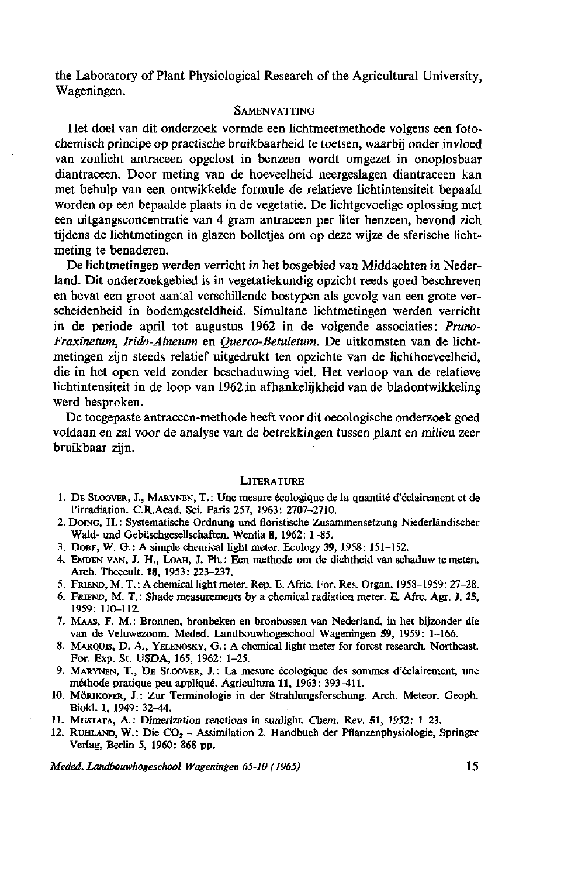the Laboratory of Plant Physiological Research of the Agricultural University, Wageningen.

## Samenvatting

Het doel van dit onderzoek vormde een lichtmeetmethode volgens een fotochemisch principe op practische bruikbaarheid te toetsen, waarbij onder invloed van zonlicht antraceen opgelost in benzeen wordt omgezet in onoplosbaar diantraceen. Door meting van de hoeveelheid neergeslagen diantraceen kan met behulp van een ontwikkelde formule de relatieve lichtintensiteit bepaald worden op een bepaalde plaats in de vegetatie. De lichtgevoelige oplossing met een uitgangsconcentratie van 4 gram antraceen per liter benzeen, bevond zich tijdens de lichtmetingen in glazen bolletjes om op deze wijze de sferische lichtmeting te benaderen.

De lichtmetingen werden verricht in het bosgebied van Middachten in Nederland. Dit onderzoekgebied is in vegetatiekundig opzicht reeds goed beschreven en bevat een groot aantal verschillende bostypen als gevolg van een grote verscheidenheid in bodemgesteldheid. Simultane lichtmetingen werden verricht in de periode april tot augustus 1962 in de volgende associaties: *Pruno-Fraxinetum*, *Irido-Alnetum* en *Querco-Betuletum*. De uitkomsten van de lichtmetingen zijn steeds relatief uitgedrukt ten opzichte van de lichthoeveelheid, die in het open veld zonder beschaduwing viel. Het verloop van de relatieve lichtintensiteit in de loop van 1962 in afhankelijkheid van de bladontwikkeling werd besproken.

De toegepaste antraceen-methode heeft voor dit oecologische onderzoek goed voldaan en zal voor de analyse van de betrekkingen tussen plant en milieu zeer bruikbaar zijn.

## Literature

1. De Sloover, J., Marynen, T.: Une mesure écologique de la quantité d'éclairement et de l'irradiation. C.R.Acad. Sci. Paris 257, 1963: 2707–2710.
2. Doing, H.: Systematische Ordnung und floristische Zusammensetzung Niederländischer Wald- und Gebüschgesellschaften. Wentia 8, 1962: 1–85.
3. Dore, W. G.: A simple chemical light meter. Ecology 39, 1958: 151–152.
4. Emden van, J. H., Loah, J. Ph.: Een methode om de dichtheid van schaduw te meten. Arch. Theecult. 18, 1953: 223–237.
5. Friend, M. T.: A chemical light meter. Rep. E. Afric. For. Res. Organ. 1958–1959: 27–28.
6. Friend, M. T.: Shade measurements by a chemical radiation meter. E. Afrc. Agr. J. 25, 1959: 110–112.
7. Maas, F. M.: Bronnen, bronbeken en bronbossen van Nederland, in het bijzonder die van de Veluwezoom. Meded. Landbouwhogeschool Wageningen 59, 1959: 1–166.
8. Marquis, D. A., Yelenosky, G.: A chemical light meter for forest research. Northeast. For. Exp. St. USDA, 165, 1962: 1–25.
9. Marynen, T., De Sloover, J.: La mesure écologique des sommes d'éclairement, une méthode pratique peu appliqué. Agricultura 11, 1963: 393–411.
10. Mörikofer, J.: Zur Terminologie in der Strahlungsforschung. Arch. Meteor. Geoph. Biokl. 1, 1949: 32–44.
11. Mustafa, A.: Dimerization reactions in sunlight. Chem. Rev. 51, 1952: 1–23.
12. Ruhland, W.: Die $CO_2$ – Assimilation 2. Handbuch der Pflanzenphysiologie, Springer Verlag, Berlin 5, 1960: 868 pp.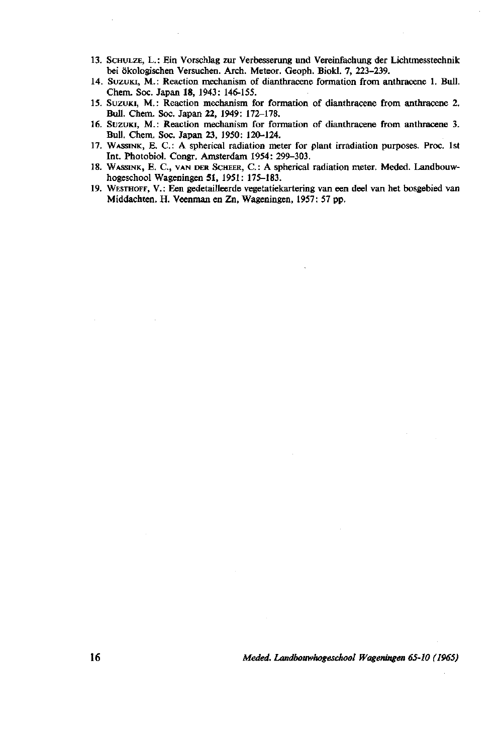13. SCHULZE, L.: Ein Vorschlag zur Verbesserung und Vereinfachung der Lichtmesstechnik bei ökologischen Versuchen. Arch. Meteor. Geoph. Biokl. 7, 223–239.
14. SUZUKI, M.: Reaction mechanism of dianthracene formation from anthracene 1. Bull. Chem. Soc. Japan **18**, 1943: 146–155.
15. SUZUKI, M.: Reaction mechanism for formation of dianthracene from anthracene 2. Bull. Chem. Soc. Japan **22**, 1949: 172–178.
16. SUZUKI, M.: Reaction mechanism for formation of dianthracene from anthracene 3. Bull. Chem. Soc. Japan **23**, 1950: 120–124.
17. WASSINK, E. C.: A spherical radiation meter for plant irradiation purposes. Proc. 1st Int. Photobiol. Congr. Amsterdam 1954: 299–303.
18. WASSINK, E. C., VAN DER SCHEER, C.: A spherical radiation meter. Meded. Landbouwhogeschool Wageningen **51**, 1951: 175–183.
19. WESTHOFF, V.: Een gedetailleerde vegetatiekartering van een deel van het bosgebied van Middachten. H. Veenman en Zn, Wageningen, 1957: 57 pp.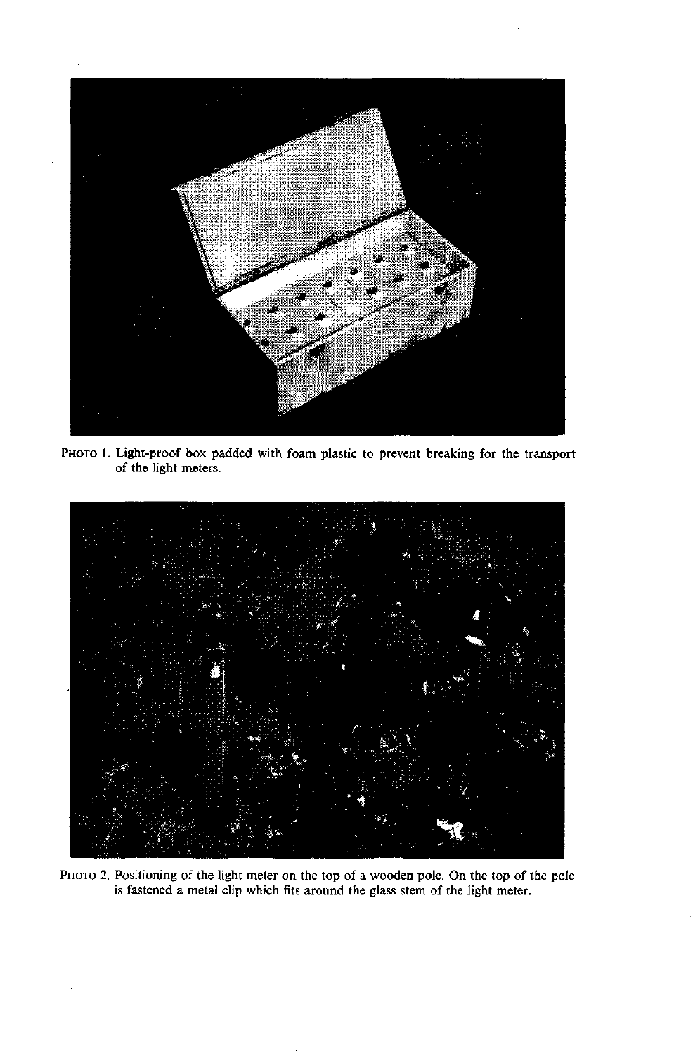PHOTO 1. Light-proof box padded with foam plastic to prevent breaking for the transport of the light meters.

PHOTO 2. Positioning of the light meter on the top of a wooden pole. On the top of the pole is fastened a metal clip which fits around the glass stem of the light meter.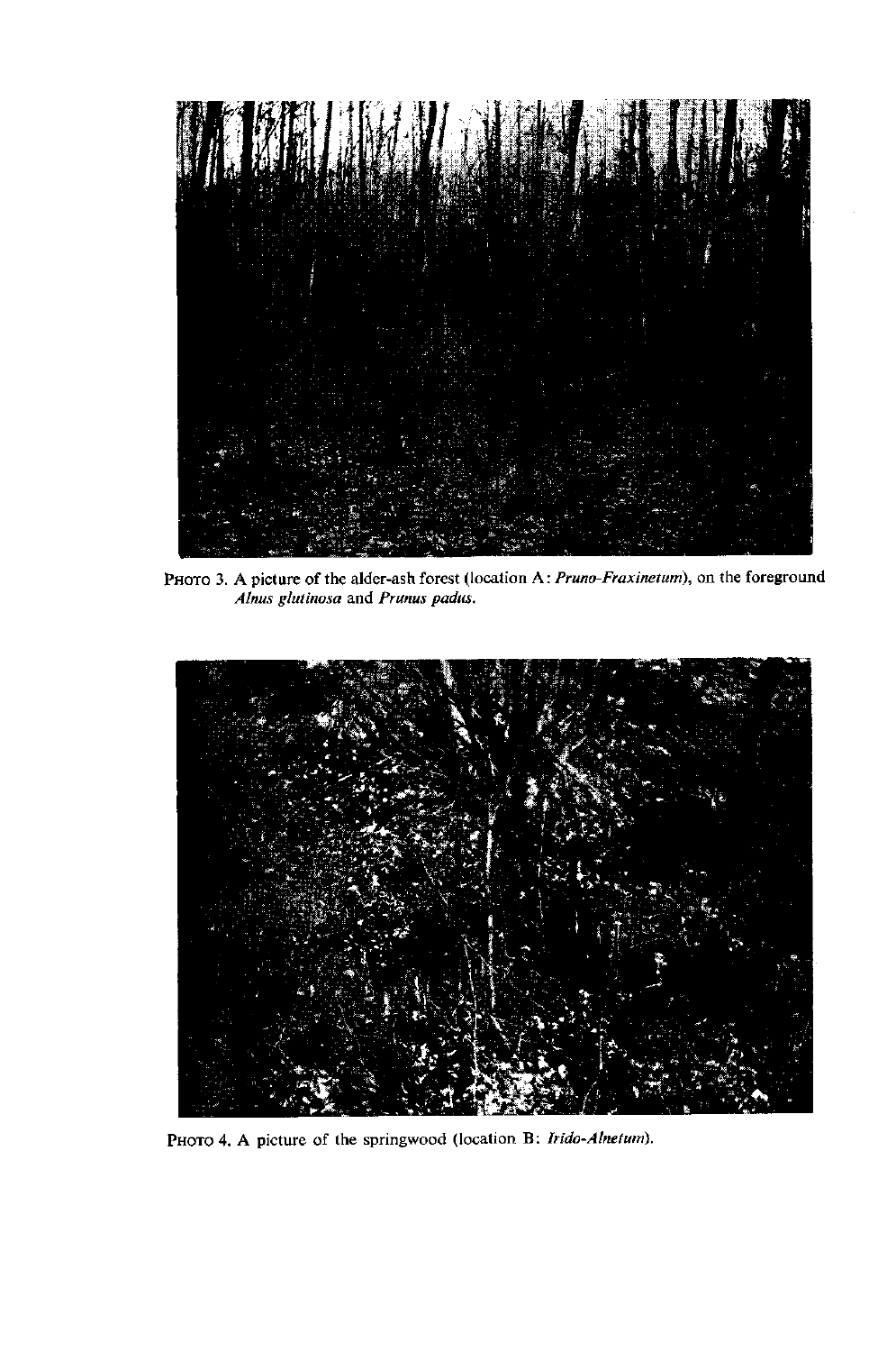PHOTO 3. A picture of the alder-ash forest (location A: *Pruno-Fraxinetum*), on the foreground *Alnus glutinosa* and *Prunus padus*.

PHOTO 4. A picture of the springwood (location B: *Irido-Alnetum*).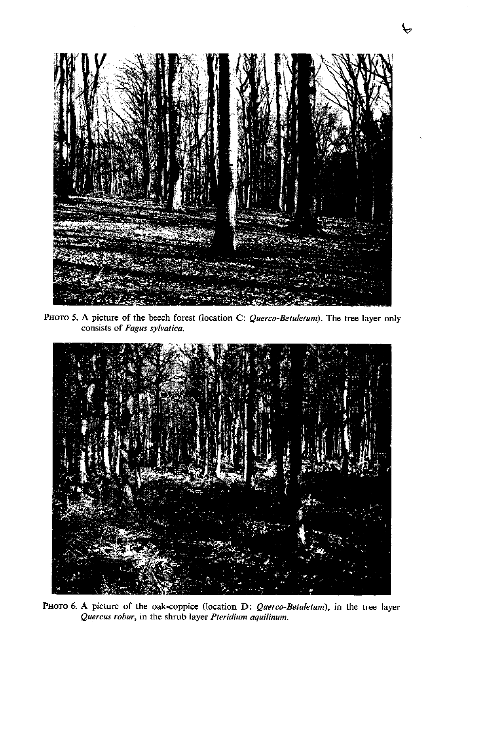PHOTO 5. A picture of the beech forest (location C: *Querco-Betuletum*). The tree layer only consists of *Fagus sylvatica*.

PHOTO 6. A picture of the oak-coppice (location D: *Querco-Betuletum*), in the tree layer *Quercus robur*, in the shrub layer *Pteridium aquilinum*.